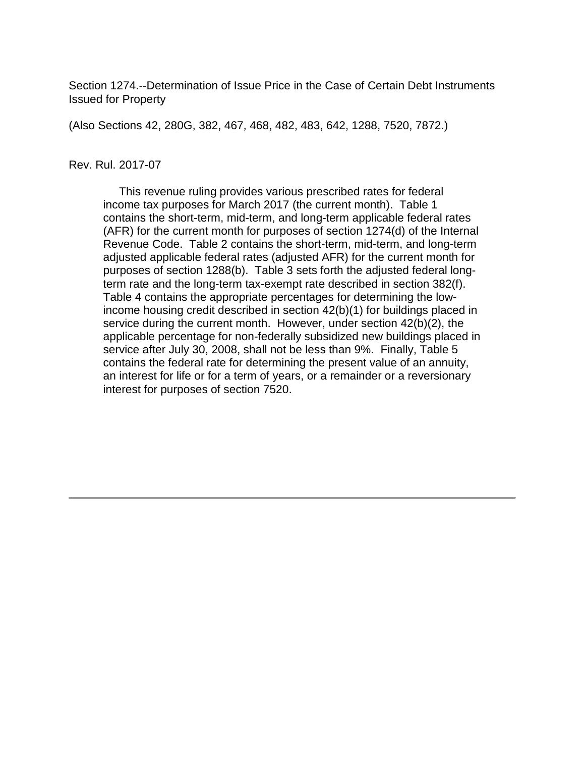Section 1274.--Determination of Issue Price in the Case of Certain Debt Instruments Issued for Property

(Also Sections 42, 280G, 382, 467, 468, 482, 483, 642, 1288, 7520, 7872.)

Rev. Rul. 2017-07

This revenue ruling provides various prescribed rates for federal income tax purposes for March 2017 (the current month). Table 1 contains the short-term, mid-term, and long-term applicable federal rates (AFR) for the current month for purposes of section 1274(d) of the Internal Revenue Code. Table 2 contains the short-term, mid-term, and long-term adjusted applicable federal rates (adjusted AFR) for the current month for purposes of section 1288(b). Table 3 sets forth the adjusted federal long-term rate and the long-term tax-exempt rate described in section 382(f). Table 4 contains the appropriate percentages for determining the low-income housing credit described in section 42(b)(1) for buildings placed in service during the current month. However, under section 42(b)(2), the applicable percentage for non-federally subsidized new buildings placed in service after July 30, 2008, shall not be less than 9%. Finally, Table 5 contains the federal rate for determining the present value of an annuity, an interest for life or for a term of years, or a remainder or a reversionary interest for purposes of section 7520.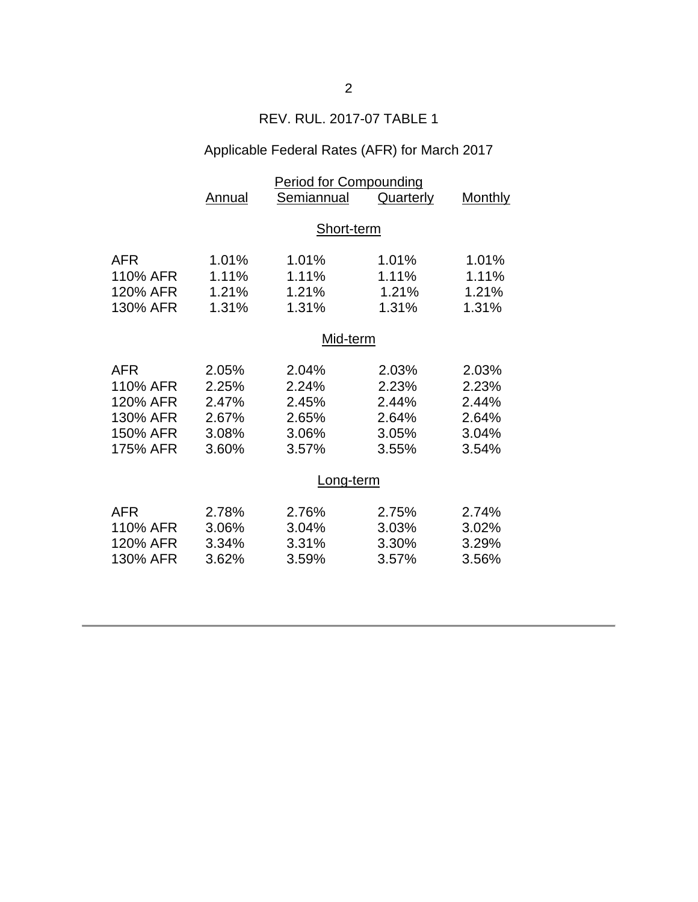## REV. RUL. 2017-07 TABLE 1

### Applicable Federal Rates (AFR) for March 2017

| | Period for Compounding | | | |
|---|---|---|---|---|
| | Annual | Semiannual | Quarterly | Monthly |
| | | Short-term | | |
| AFR | 1.01% | 1.01% | 1.01% | 1.01% |
| 110% AFR | 1.11% | 1.11% | 1.11% | 1.11% |
| 120% AFR | 1.21% | 1.21% | 1.21% | 1.21% |
| 130% AFR | 1.31% | 1.31% | 1.31% | 1.31% |
| | | Mid-term | | |
| AFR | 2.05% | 2.04% | 2.03% | 2.03% |
| 110% AFR | 2.25% | 2.24% | 2.23% | 2.23% |
| 120% AFR | 2.47% | 2.45% | 2.44% | 2.44% |
| 130% AFR | 2.67% | 2.65% | 2.64% | 2.64% |
| 150% AFR | 3.08% | 3.06% | 3.05% | 3.04% |
| 175% AFR | 3.60% | 3.57% | 3.55% | 3.54% |
| | | Long-term | | |
| AFR | 2.78% | 2.76% | 2.75% | 2.74% |
| 110% AFR | 3.06% | 3.04% | 3.03% | 3.02% |
| 120% AFR | 3.34% | 3.31% | 3.30% | 3.29% |
| 130% AFR | 3.62% | 3.59% | 3.57% | 3.56% |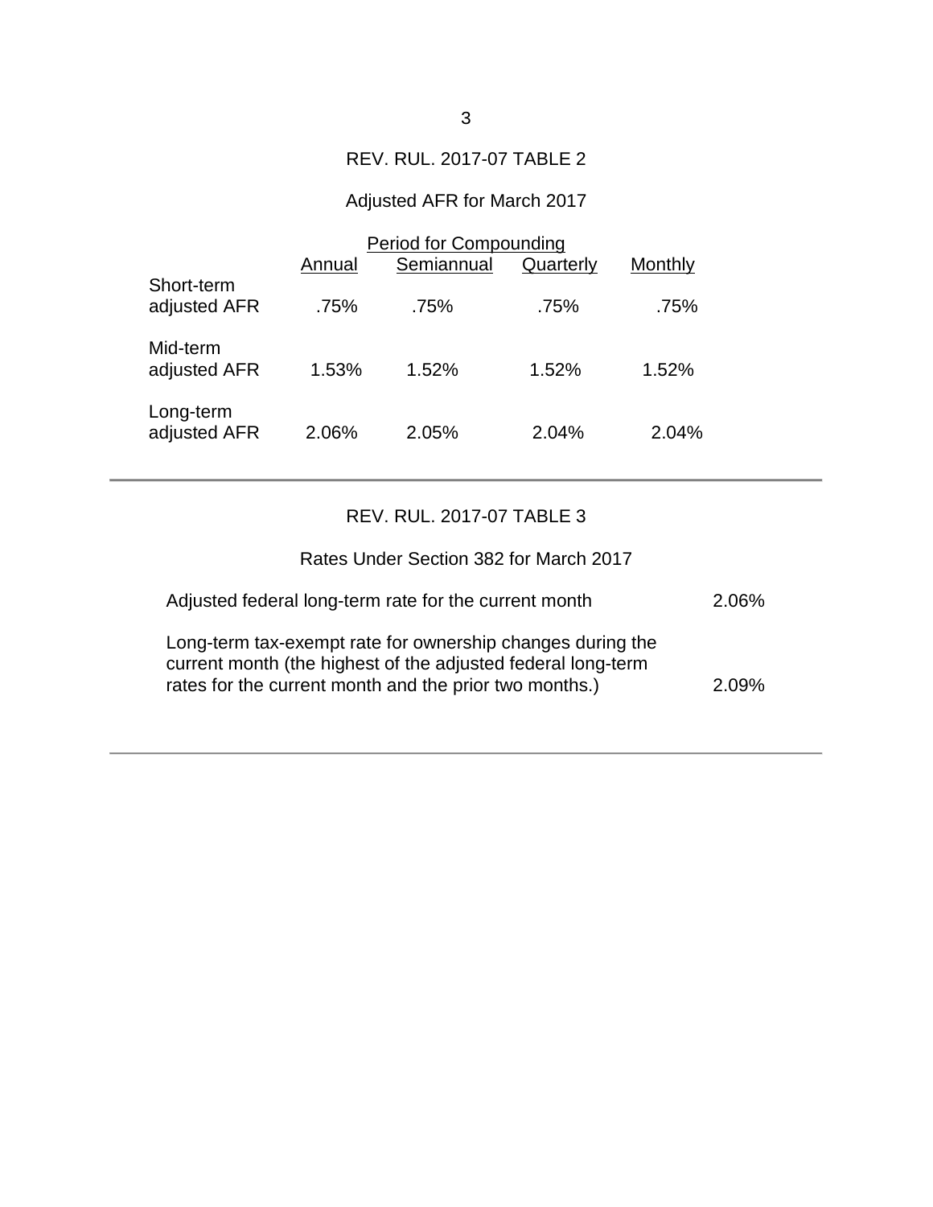## REV. RUL. 2017-07 TABLE 2

Adjusted AFR for March 2017

| | Period for Compounding | | | |
|---|---|---|---|---|
| | Annual | Semiannual | Quarterly | Monthly |
| Short-term adjusted AFR | .75% | .75% | .75% | .75% |
| Mid-term adjusted AFR | 1.53% | 1.52% | 1.52% | 1.52% |
| Long-term adjusted AFR | 2.06% | 2.05% | 2.04% | 2.04% |

---

## REV. RUL. 2017-07 TABLE 3

Rates Under Section 382 for March 2017

| | |
|---|---|
| Adjusted federal long-term rate for the current month | 2.06% |
| Long-term tax-exempt rate for ownership changes during the current month (the highest of the adjusted federal long-term rates for the current month and the prior two months.) | 2.09% |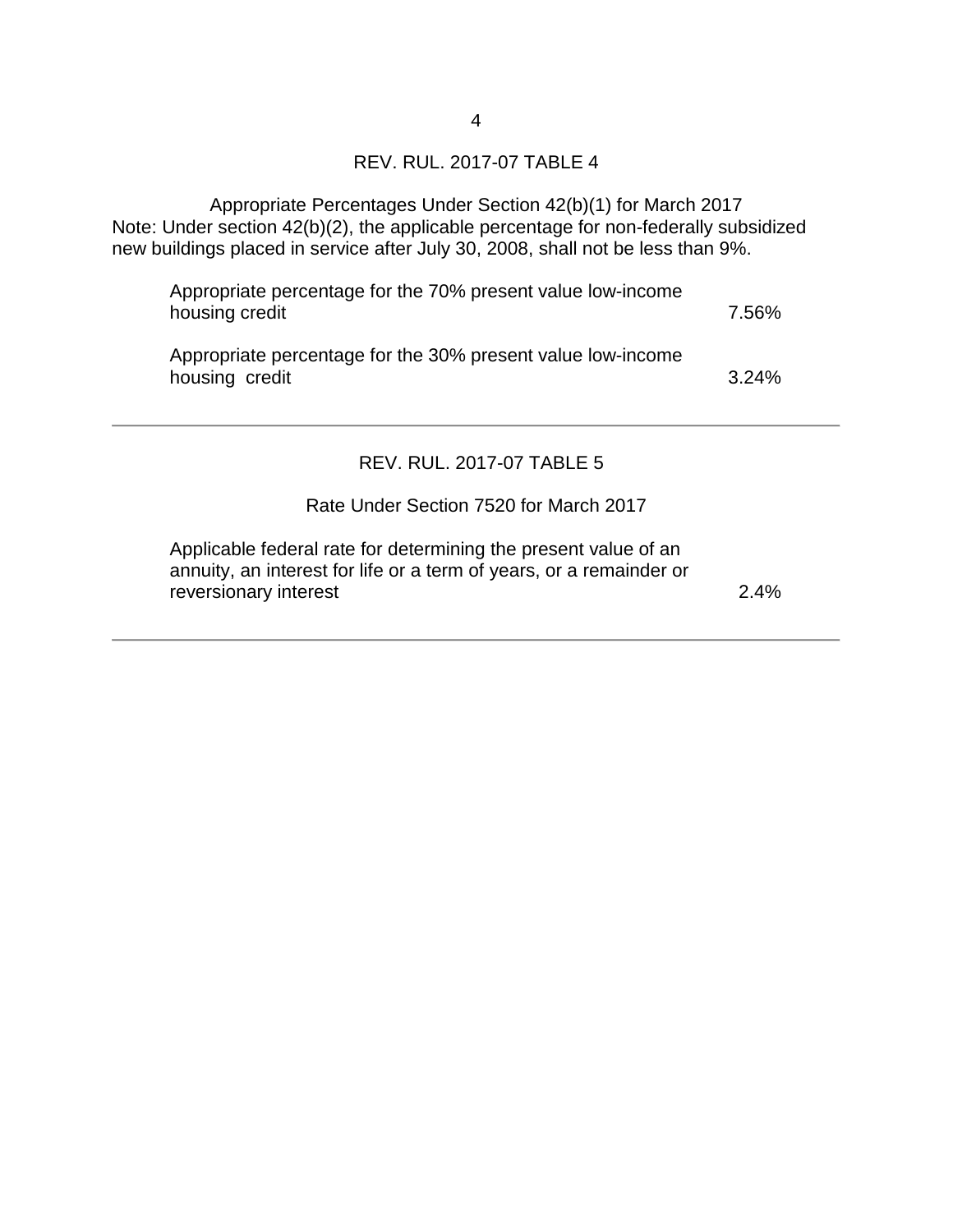## REV. RUL. 2017-07 TABLE 4

Appropriate Percentages Under Section 42(b)(1) for March 2017

Note: Under section 42(b)(2), the applicable percentage for non-federally subsidized new buildings placed in service after July 30, 2008, shall not be less than 9%.

| | |
|---|---|
| Appropriate percentage for the 70% present value low-income housing credit | 7.56% |
| Appropriate percentage for the 30% present value low-income housing credit | 3.24% |

---

## REV. RUL. 2017-07 TABLE 5

Rate Under Section 7520 for March 2017

| | |
|---|---|
| Applicable federal rate for determining the present value of an annuity, an interest for life or a term of years, or a remainder or reversionary interest | 2.4% |

---